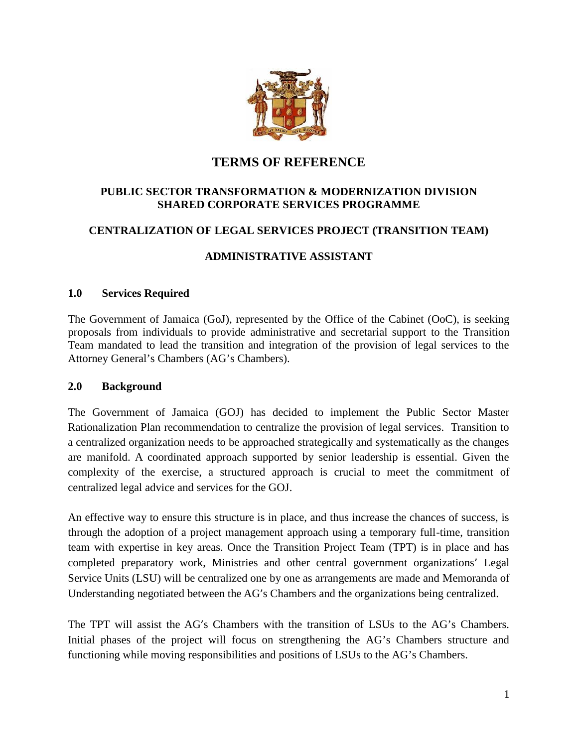# TERMS OF REFERENCE

## PUBLIC SECTOR TRANSFORMATION & MODERNIZATION DIVISION
## SHARED CORPORATE SERVICES PROGRAMME

## CENTRALIZATION OF LEGAL SERVICES PROJECT (TRANSITION TEAM)

## ADMINISTRATIVE ASSISTANT

### 1.0 Services Required

The Government of Jamaica (GoJ), represented by the Office of the Cabinet (OoC), is seeking proposals from individuals to provide administrative and secretarial support to the Transition Team mandated to lead the transition and integration of the provision of legal services to the Attorney General's Chambers (AG's Chambers).

### 2.0 Background

The Government of Jamaica (GOJ) has decided to implement the Public Sector Master Rationalization Plan recommendation to centralize the provision of legal services. Transition to a centralized organization needs to be approached strategically and systematically as the changes are manifold. A coordinated approach supported by senior leadership is essential. Given the complexity of the exercise, a structured approach is crucial to meet the commitment of centralized legal advice and services for the GOJ.

An effective way to ensure this structure is in place, and thus increase the chances of success, is through the adoption of a project management approach using a temporary full-time, transition team with expertise in key areas. Once the Transition Project Team (TPT) is in place and has completed preparatory work, Ministries and other central government organizations' Legal Service Units (LSU) will be centralized one by one as arrangements are made and Memoranda of Understanding negotiated between the AG's Chambers and the organizations being centralized.

The TPT will assist the AG's Chambers with the transition of LSUs to the AG's Chambers. Initial phases of the project will focus on strengthening the AG's Chambers structure and functioning while moving responsibilities and positions of LSUs to the AG's Chambers.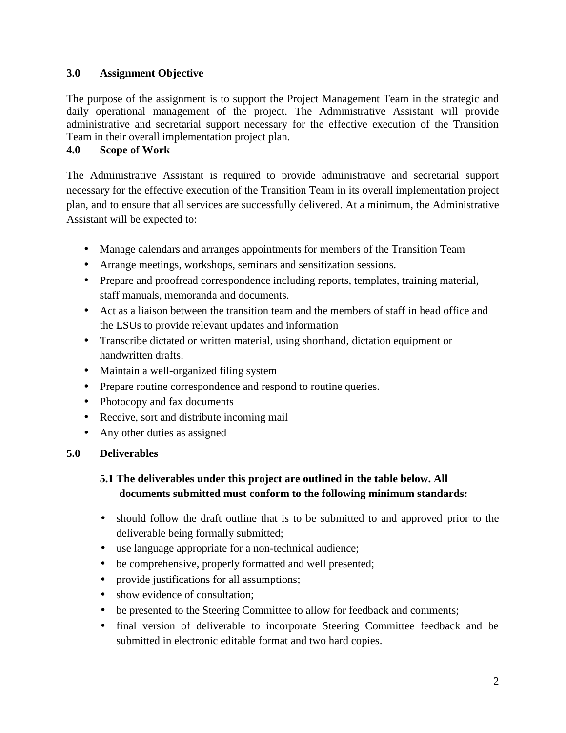## 3.0 Assignment Objective

The purpose of the assignment is to support the Project Management Team in the strategic and daily operational management of the project. The Administrative Assistant will provide administrative and secretarial support necessary for the effective execution of the Transition Team in their overall implementation project plan.

## 4.0 Scope of Work

The Administrative Assistant is required to provide administrative and secretarial support necessary for the effective execution of the Transition Team in its overall implementation project plan, and to ensure that all services are successfully delivered. At a minimum, the Administrative Assistant will be expected to:

- Manage calendars and arranges appointments for members of the Transition Team
- Arrange meetings, workshops, seminars and sensitization sessions.
- Prepare and proofread correspondence including reports, templates, training material, staff manuals, memoranda and documents.
- Act as a liaison between the transition team and the members of staff in head office and the LSUs to provide relevant updates and information
- Transcribe dictated or written material, using shorthand, dictation equipment or handwritten drafts.
- Maintain a well-organized filing system
- Prepare routine correspondence and respond to routine queries.
- Photocopy and fax documents
- Receive, sort and distribute incoming mail
- Any other duties as assigned

## 5.0 Deliverables

### 5.1 The deliverables under this project are outlined in the table below. All documents submitted must conform to the following minimum standards:

- should follow the draft outline that is to be submitted to and approved prior to the deliverable being formally submitted;
- use language appropriate for a non-technical audience;
- be comprehensive, properly formatted and well presented;
- provide justifications for all assumptions;
- show evidence of consultation;
- be presented to the Steering Committee to allow for feedback and comments;
- final version of deliverable to incorporate Steering Committee feedback and be submitted in electronic editable format and two hard copies.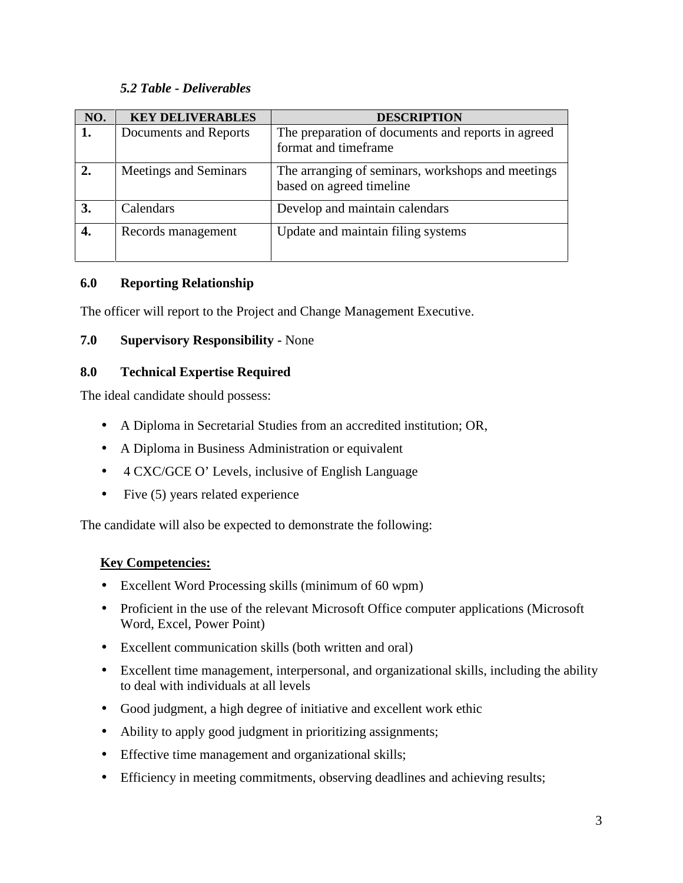*5.2 Table - Deliverables*

| NO. | KEY DELIVERABLES | DESCRIPTION |
|---|---|---|
| **1.** | Documents and Reports | The preparation of documents and reports in agreed format and timeframe |
| **2.** | Meetings and Seminars | The arranging of seminars, workshops and meetings based on agreed timeline |
| **3.** | Calendars | Develop and maintain calendars |
| **4.** | Records management | Update and maintain filing systems |

## 6.0 Reporting Relationship

The officer will report to the Project and Change Management Executive.

## 7.0 Supervisory Responsibility - None

## 8.0 Technical Expertise Required

The ideal candidate should possess:

- A Diploma in Secretarial Studies from an accredited institution; OR,
- A Diploma in Business Administration or equivalent
- 4 CXC/GCE O' Levels, inclusive of English Language
- Five (5) years related experience

The candidate will also be expected to demonstrate the following:

**Key Competencies:**

- Excellent Word Processing skills (minimum of 60 wpm)
- Proficient in the use of the relevant Microsoft Office computer applications (Microsoft Word, Excel, Power Point)
- Excellent communication skills (both written and oral)
- Excellent time management, interpersonal, and organizational skills, including the ability to deal with individuals at all levels
- Good judgment, a high degree of initiative and excellent work ethic
- Ability to apply good judgment in prioritizing assignments;
- Effective time management and organizational skills;
- Efficiency in meeting commitments, observing deadlines and achieving results;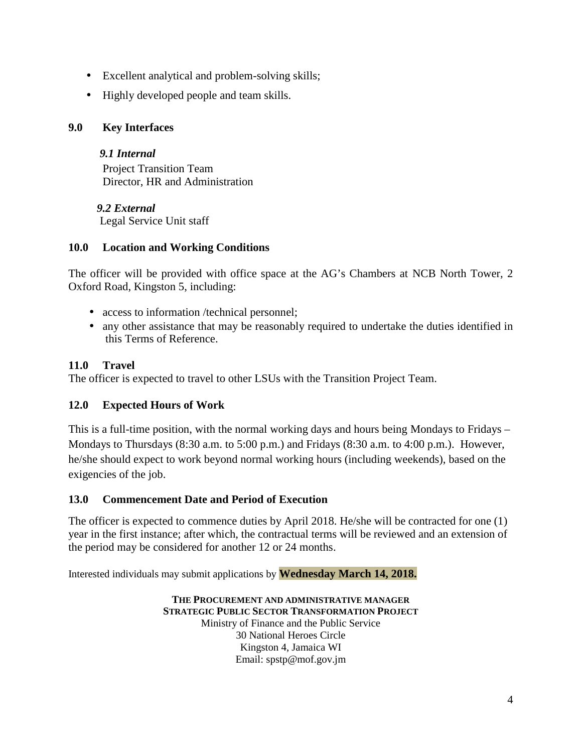- Excellent analytical and problem-solving skills;
- Highly developed people and team skills.

## 9.0 Key Interfaces

***9.1 Internal***

Project Transition Team
Director, HR and Administration

***9.2 External***

Legal Service Unit staff

## 10.0 Location and Working Conditions

The officer will be provided with office space at the AG's Chambers at NCB North Tower, 2 Oxford Road, Kingston 5, including:

- access to information /technical personnel;
- any other assistance that may be reasonably required to undertake the duties identified in this Terms of Reference.

## 11.0 Travel

The officer is expected to travel to other LSUs with the Transition Project Team.

## 12.0 Expected Hours of Work

This is a full-time position, with the normal working days and hours being Mondays to Fridays – Mondays to Thursdays (8:30 a.m. to 5:00 p.m.) and Fridays (8:30 a.m. to 4:00 p.m.). However, he/she should expect to work beyond normal working hours (including weekends), based on the exigencies of the job.

## 13.0 Commencement Date and Period of Execution

The officer is expected to commence duties by April 2018. He/she will be contracted for one (1) year in the first instance; after which, the contractual terms will be reviewed and an extension of the period may be considered for another 12 or 24 months.

Interested individuals may submit applications by **Wednesday March 14, 2018.**

**THE PROCUREMENT AND ADMINISTRATIVE MANAGER**
**STRATEGIC PUBLIC SECTOR TRANSFORMATION PROJECT**
Ministry of Finance and the Public Service
30 National Heroes Circle
Kingston 4, Jamaica WI
Email: spstp@mof.gov.jm